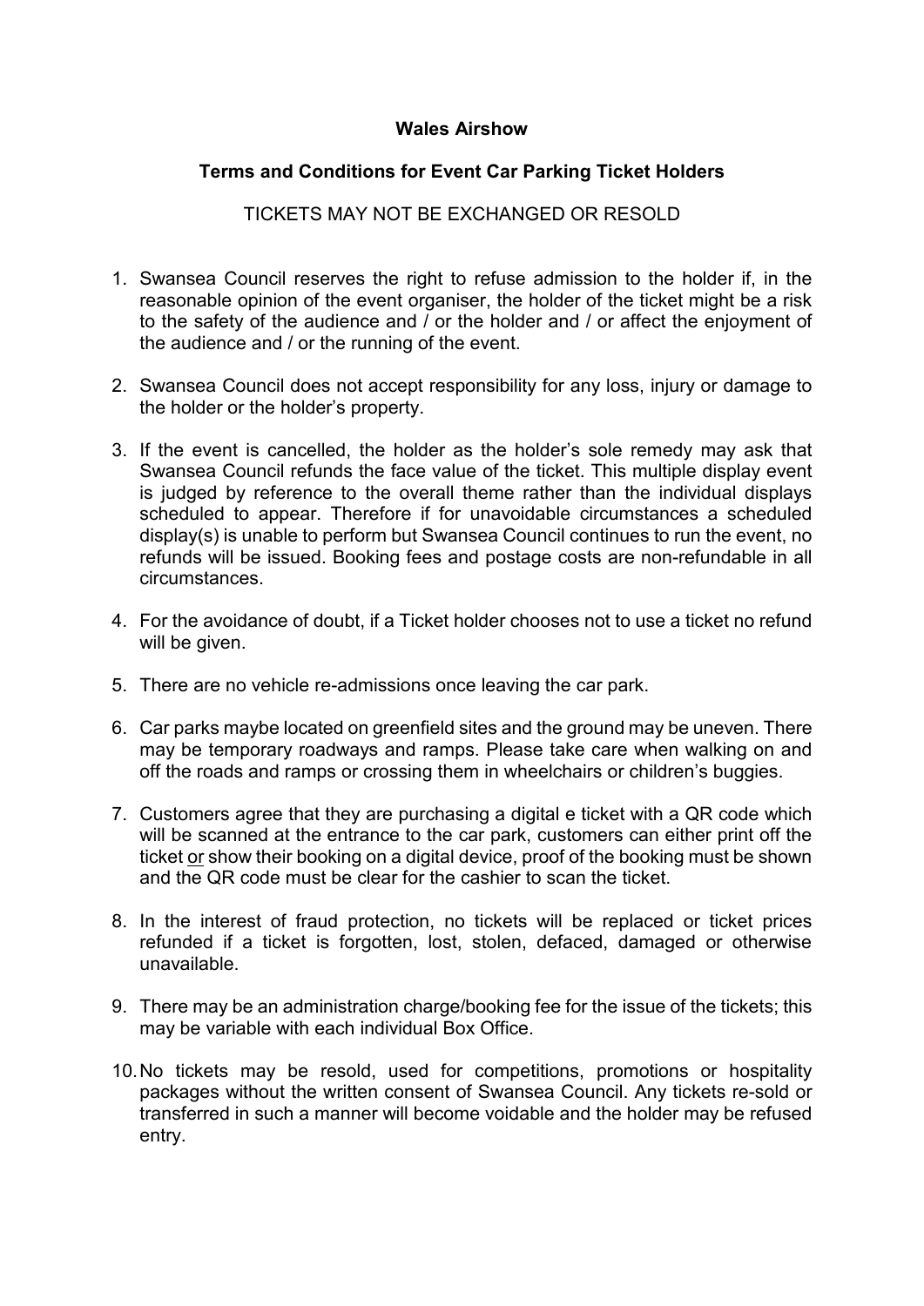**Wales Airshow**

**Terms and Conditions for Event Car Parking Ticket Holders**

TICKETS MAY NOT BE EXCHANGED OR RESOLD

1. Swansea Council reserves the right to refuse admission to the holder if, in the reasonable opinion of the event organiser, the holder of the ticket might be a risk to the safety of the audience and / or the holder and / or affect the enjoyment of the audience and / or the running of the event.

2. Swansea Council does not accept responsibility for any loss, injury or damage to the holder or the holder's property.

3. If the event is cancelled, the holder as the holder's sole remedy may ask that Swansea Council refunds the face value of the ticket. This multiple display event is judged by reference to the overall theme rather than the individual displays scheduled to appear. Therefore if for unavoidable circumstances a scheduled display(s) is unable to perform but Swansea Council continues to run the event, no refunds will be issued. Booking fees and postage costs are non-refundable in all circumstances.

4. For the avoidance of doubt, if a Ticket holder chooses not to use a ticket no refund will be given.

5. There are no vehicle re-admissions once leaving the car park.

6. Car parks maybe located on greenfield sites and the ground may be uneven. There may be temporary roadways and ramps. Please take care when walking on and off the roads and ramps or crossing them in wheelchairs or children's buggies.

7. Customers agree that they are purchasing a digital e ticket with a QR code which will be scanned at the entrance to the car park, customers can either print off the ticket <u>or</u> show their booking on a digital device, proof of the booking must be shown and the QR code must be clear for the cashier to scan the ticket.

8. In the interest of fraud protection, no tickets will be replaced or ticket prices refunded if a ticket is forgotten, lost, stolen, defaced, damaged or otherwise unavailable.

9. There may be an administration charge/booking fee for the issue of the tickets; this may be variable with each individual Box Office.

10. No tickets may be resold, used for competitions, promotions or hospitality packages without the written consent of Swansea Council. Any tickets re-sold or transferred in such a manner will become voidable and the holder may be refused entry.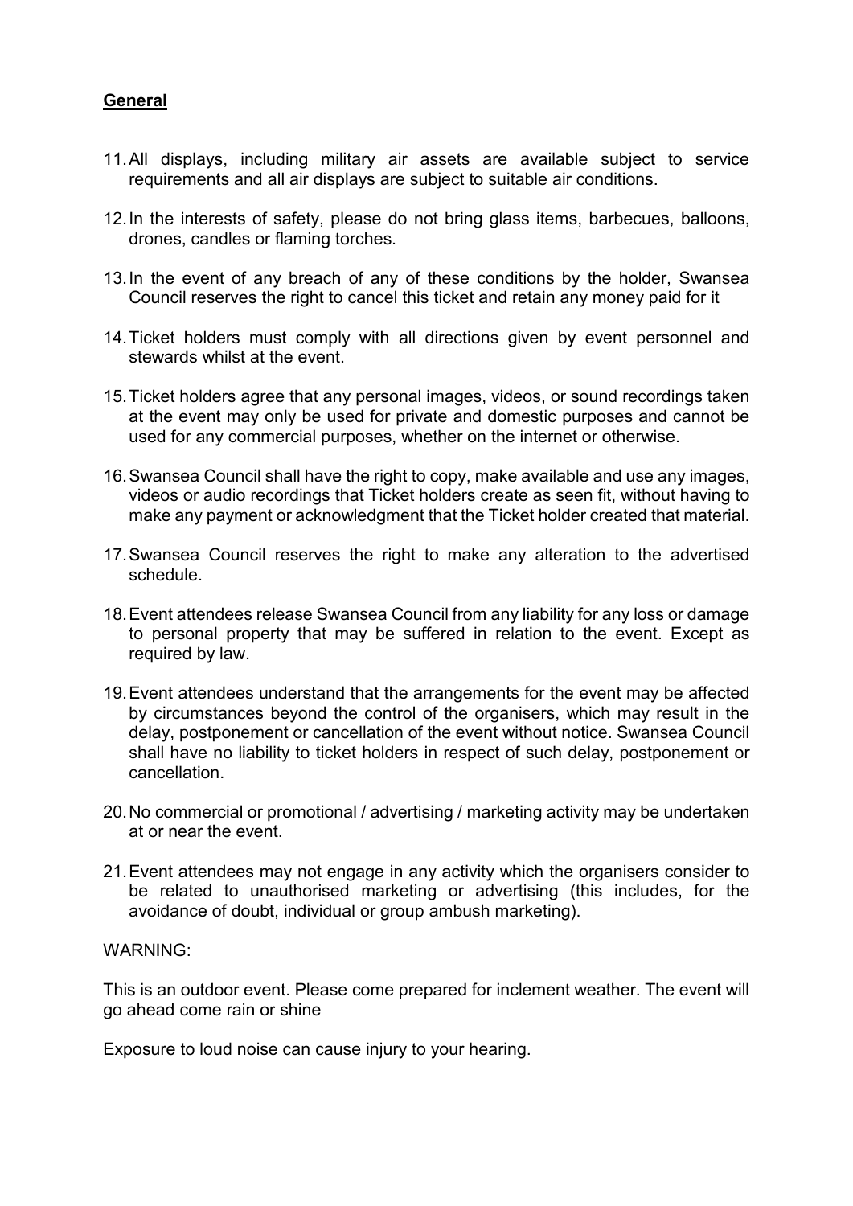## General

11. All displays, including military air assets are available subject to service requirements and all air displays are subject to suitable air conditions.

12. In the interests of safety, please do not bring glass items, barbecues, balloons, drones, candles or flaming torches.

13. In the event of any breach of any of these conditions by the holder, Swansea Council reserves the right to cancel this ticket and retain any money paid for it

14. Ticket holders must comply with all directions given by event personnel and stewards whilst at the event.

15. Ticket holders agree that any personal images, videos, or sound recordings taken at the event may only be used for private and domestic purposes and cannot be used for any commercial purposes, whether on the internet or otherwise.

16. Swansea Council shall have the right to copy, make available and use any images, videos or audio recordings that Ticket holders create as seen fit, without having to make any payment or acknowledgment that the Ticket holder created that material.

17. Swansea Council reserves the right to make any alteration to the advertised schedule.

18. Event attendees release Swansea Council from any liability for any loss or damage to personal property that may be suffered in relation to the event. Except as required by law.

19. Event attendees understand that the arrangements for the event may be affected by circumstances beyond the control of the organisers, which may result in the delay, postponement or cancellation of the event without notice. Swansea Council shall have no liability to ticket holders in respect of such delay, postponement or cancellation.

20. No commercial or promotional / advertising / marketing activity may be undertaken at or near the event.

21. Event attendees may not engage in any activity which the organisers consider to be related to unauthorised marketing or advertising (this includes, for the avoidance of doubt, individual or group ambush marketing).

WARNING:

This is an outdoor event. Please come prepared for inclement weather. The event will go ahead come rain or shine

Exposure to loud noise can cause injury to your hearing.